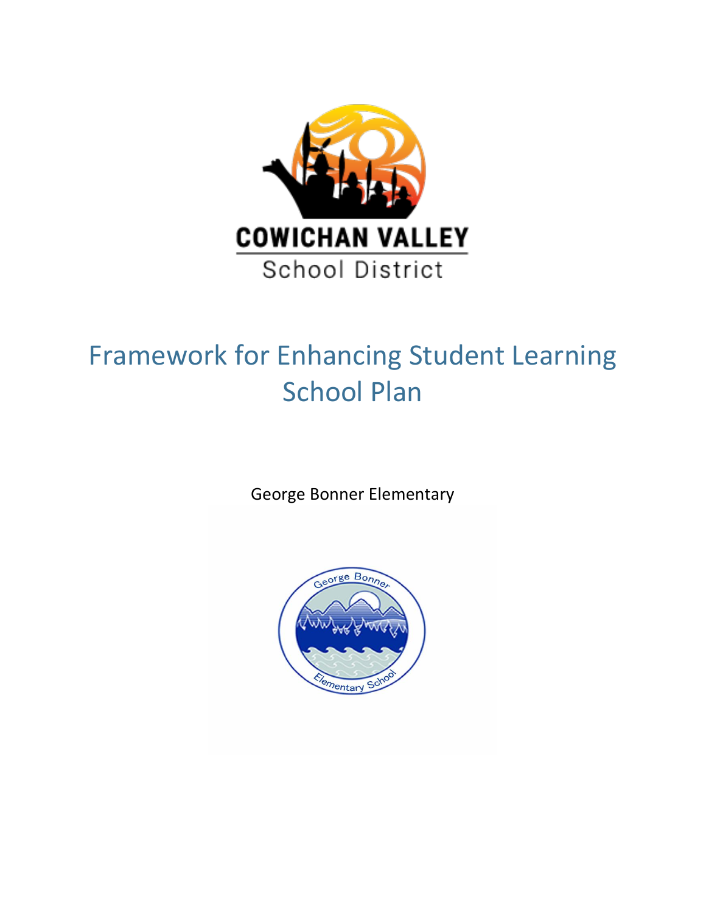COWICHAN VALLEY

School District

# Framework for Enhancing Student Learning School Plan

George Bonner Elementary

George Bonner

Elementary School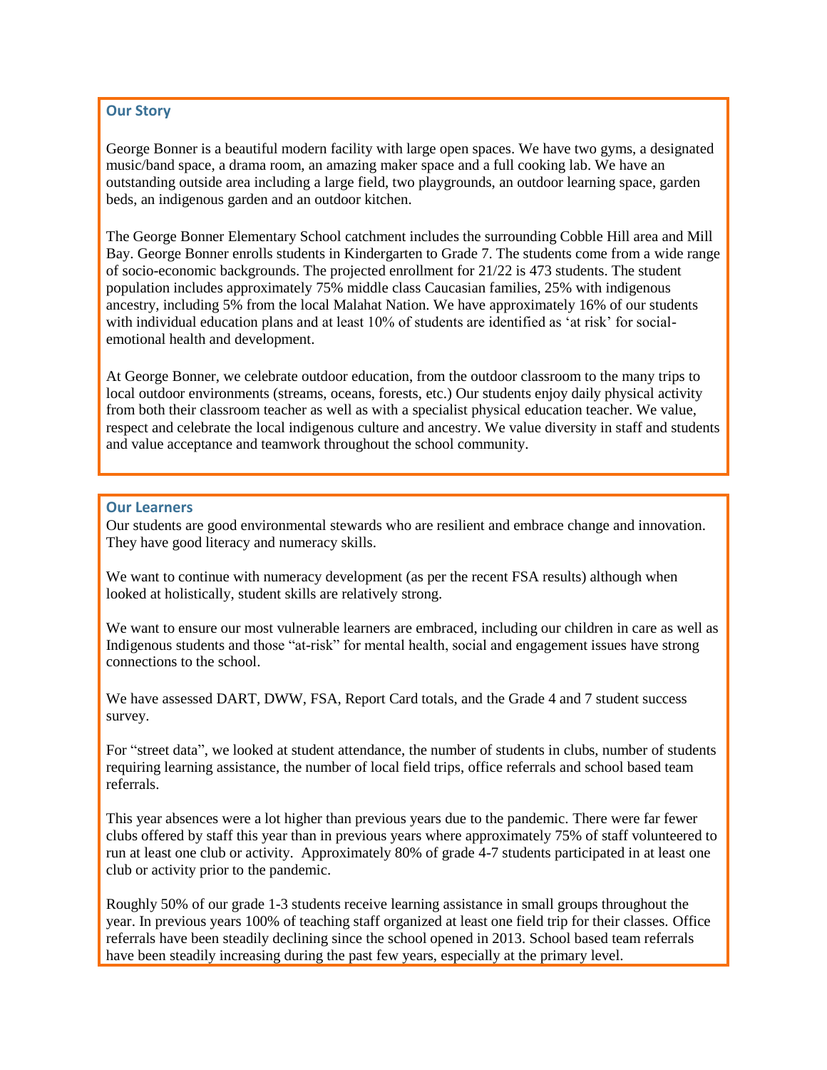## Our Story

George Bonner is a beautiful modern facility with large open spaces. We have two gyms, a designated music/band space, a drama room, an amazing maker space and a full cooking lab. We have an outstanding outside area including a large field, two playgrounds, an outdoor learning space, garden beds, an indigenous garden and an outdoor kitchen.

The George Bonner Elementary School catchment includes the surrounding Cobble Hill area and Mill Bay. George Bonner enrolls students in Kindergarten to Grade 7. The students come from a wide range of socio-economic backgrounds. The projected enrollment for 21/22 is 473 students. The student population includes approximately 75% middle class Caucasian families, 25% with indigenous ancestry, including 5% from the local Malahat Nation. We have approximately 16% of our students with individual education plans and at least 10% of students are identified as 'at risk' for social-emotional health and development.

At George Bonner, we celebrate outdoor education, from the outdoor classroom to the many trips to local outdoor environments (streams, oceans, forests, etc.) Our students enjoy daily physical activity from both their classroom teacher as well as with a specialist physical education teacher. We value, respect and celebrate the local indigenous culture and ancestry. We value diversity in staff and students and value acceptance and teamwork throughout the school community.

## Our Learners

Our students are good environmental stewards who are resilient and embrace change and innovation. They have good literacy and numeracy skills.

We want to continue with numeracy development (as per the recent FSA results) although when looked at holistically, student skills are relatively strong.

We want to ensure our most vulnerable learners are embraced, including our children in care as well as Indigenous students and those "at-risk" for mental health, social and engagement issues have strong connections to the school.

We have assessed DART, DWW, FSA, Report Card totals, and the Grade 4 and 7 student success survey.

For "street data", we looked at student attendance, the number of students in clubs, number of students requiring learning assistance, the number of local field trips, office referrals and school based team referrals.

This year absences were a lot higher than previous years due to the pandemic. There were far fewer clubs offered by staff this year than in previous years where approximately 75% of staff volunteered to run at least one club or activity. Approximately 80% of grade 4-7 students participated in at least one club or activity prior to the pandemic.

Roughly 50% of our grade 1-3 students receive learning assistance in small groups throughout the year. In previous years 100% of teaching staff organized at least one field trip for their classes. Office referrals have been steadily declining since the school opened in 2013. School based team referrals have been steadily increasing during the past few years, especially at the primary level.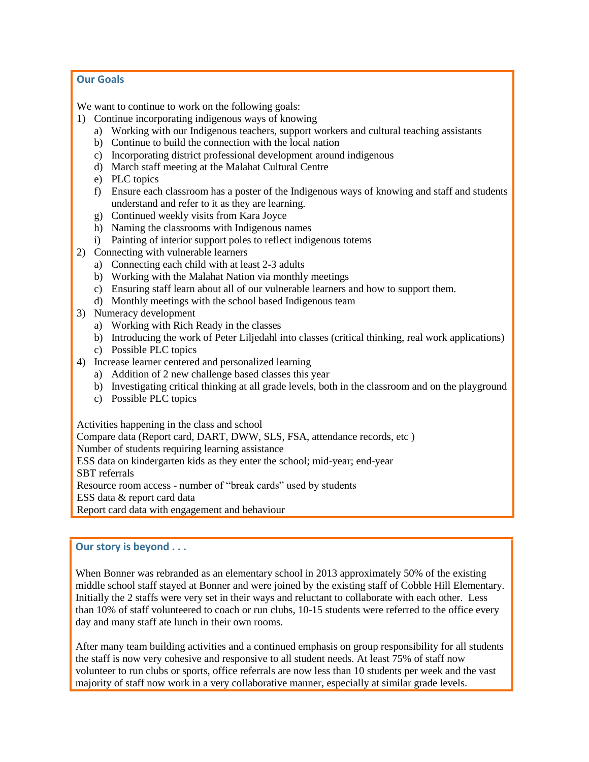## Our Goals

We want to continue to work on the following goals:

1) Continue incorporating indigenous ways of knowing
   a) Working with our Indigenous teachers, support workers and cultural teaching assistants
   b) Continue to build the connection with the local nation
   c) Incorporating district professional development around indigenous
   d) March staff meeting at the Malahat Cultural Centre
   e) PLC topics
   f) Ensure each classroom has a poster of the Indigenous ways of knowing and staff and students understand and refer to it as they are learning.
   g) Continued weekly visits from Kara Joyce
   h) Naming the classrooms with Indigenous names
   i) Painting of interior support poles to reflect indigenous totems
2) Connecting with vulnerable learners
   a) Connecting each child with at least 2-3 adults
   b) Working with the Malahat Nation via monthly meetings
   c) Ensuring staff learn about all of our vulnerable learners and how to support them.
   d) Monthly meetings with the school based Indigenous team
3) Numeracy development
   a) Working with Rich Ready in the classes
   b) Introducing the work of Peter Liljedahl into classes (critical thinking, real work applications)
   c) Possible PLC topics
4) Increase learner centered and personalized learning
   a) Addition of 2 new challenge based classes this year
   b) Investigating critical thinking at all grade levels, both in the classroom and on the playground
   c) Possible PLC topics

Activities happening in the class and school
Compare data (Report card, DART, DWW, SLS, FSA, attendance records, etc )
Number of students requiring learning assistance
ESS data on kindergarten kids as they enter the school; mid-year; end-year
SBT referrals
Resource room access - number of "break cards" used by students
ESS data & report card data
Report card data with engagement and behaviour

## Our story is beyond . . .

When Bonner was rebranded as an elementary school in 2013 approximately 50% of the existing middle school staff stayed at Bonner and were joined by the existing staff of Cobble Hill Elementary. Initially the 2 staffs were very set in their ways and reluctant to collaborate with each other. Less than 10% of staff volunteered to coach or run clubs, 10-15 students were referred to the office every day and many staff ate lunch in their own rooms.

After many team building activities and a continued emphasis on group responsibility for all students the staff is now very cohesive and responsive to all student needs. At least 75% of staff now volunteer to run clubs or sports, office referrals are now less than 10 students per week and the vast majority of staff now work in a very collaborative manner, especially at similar grade levels.